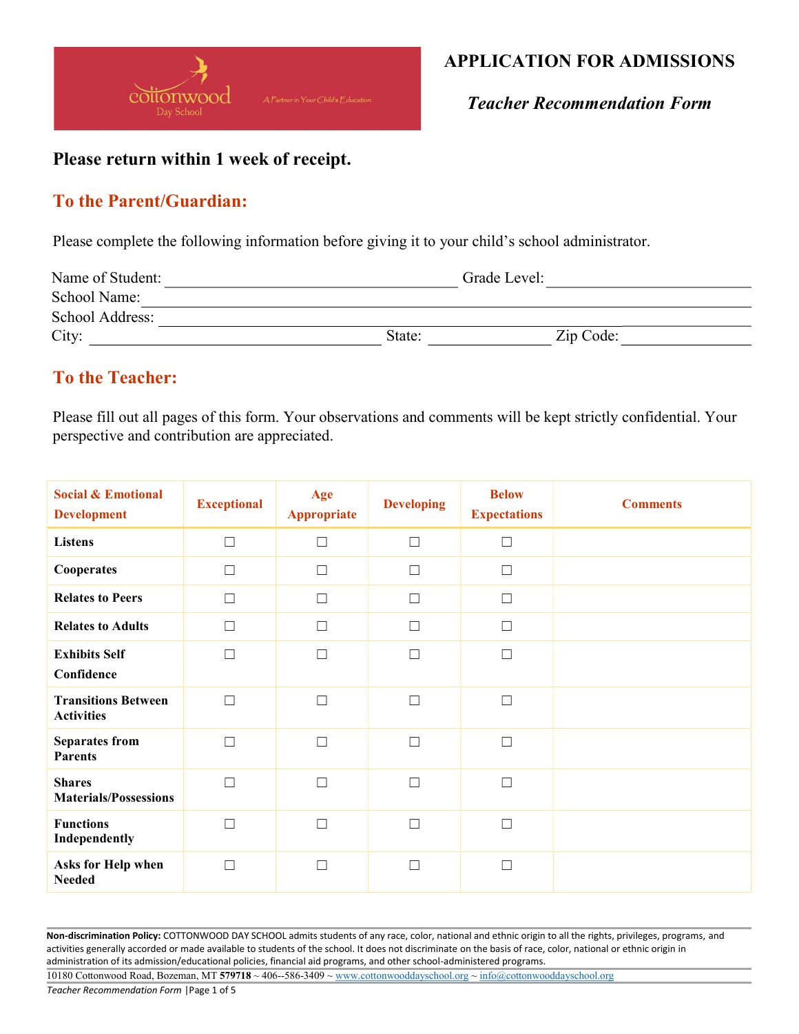# APPLICATION FOR ADMISSIONS

*Teacher Recommendation Form*

**Please return within 1 week of receipt.**

## To the Parent/Guardian:

Please complete the following information before giving it to your child's school administrator.

Name of Student: ______________________________ Grade Level: ____________________

School Name: ______________________________________________________________

School Address: ____________________________________________________________

City: ______________________________ State: ____________ Zip Code: ______________

## To the Teacher:

Please fill out all pages of this form. Your observations and comments will be kept strictly confidential. Your perspective and contribution are appreciated.

| Social & Emotional Development | Exceptional | Age Appropriate | Developing | Below Expectations | Comments |
|---|---|---|---|---|---|
| **Listens** | ☐ | ☐ | ☐ | ☐ | |
| **Cooperates** | ☐ | ☐ | ☐ | ☐ | |
| **Relates to Peers** | ☐ | ☐ | ☐ | ☐ | |
| **Relates to Adults** | ☐ | ☐ | ☐ | ☐ | |
| **Exhibits Self Confidence** | ☐ | ☐ | ☐ | ☐ | |
| **Transitions Between Activities** | ☐ | ☐ | ☐ | ☐ | |
| **Separates from Parents** | ☐ | ☐ | ☐ | ☐ | |
| **Shares Materials/Possessions** | ☐ | ☐ | ☐ | ☐ | |
| **Functions Independently** | ☐ | ☐ | ☐ | ☐ | |
| **Asks for Help when Needed** | ☐ | ☐ | ☐ | ☐ | |

**Non-discrimination Policy:** COTTONWOOD DAY SCHOOL admits students of any race, color, national and ethnic origin to all the rights, privileges, programs, and activities generally accorded or made available to students of the school. It does not discriminate on the basis of race, color, national or ethnic origin in administration of its admission/educational policies, financial aid programs, and other school-administered programs.

10180 Cottonwood Road, Bozeman, MT **579718** ~ 406--586-3409 ~ www.cottonwooddayschool.org ~ info@cottonwooddayschool.org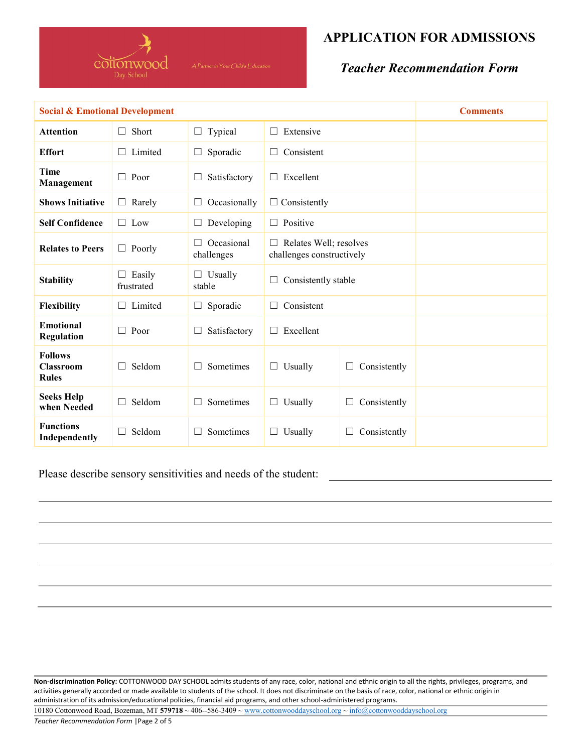# APPLICATION FOR ADMISSIONS

## *Teacher Recommendation Form*

| Social & Emotional Development | | | | | Comments |
|---|---|---|---|---|---|
| **Attention** | ☐ Short | ☐ Typical | ☐ Extensive | | |
| **Effort** | ☐ Limited | ☐ Sporadic | ☐ Consistent | | |
| **Time Management** | ☐ Poor | ☐ Satisfactory | ☐ Excellent | | |
| **Shows Initiative** | ☐ Rarely | ☐ Occasionally | ☐ Consistently | | |
| **Self Confidence** | ☐ Low | ☐ Developing | ☐ Positive | | |
| **Relates to Peers** | ☐ Poorly | ☐ Occasional challenges | ☐ Relates Well; resolves challenges constructively | | |
| **Stability** | ☐ Easily frustrated | ☐ Usually stable | ☐ Consistently stable | | |
| **Flexibility** | ☐ Limited | ☐ Sporadic | ☐ Consistent | | |
| **Emotional Regulation** | ☐ Poor | ☐ Satisfactory | ☐ Excellent | | |
| **Follows Classroom Rules** | ☐ Seldom | ☐ Sometimes | ☐ Usually | ☐ Consistently | |
| **Seeks Help when Needed** | ☐ Seldom | ☐ Sometimes | ☐ Usually | ☐ Consistently | |
| **Functions Independently** | ☐ Seldom | ☐ Sometimes | ☐ Usually | ☐ Consistently | |

Please describe sensory sensitivities and needs of the student: ______________________________

______________________________________________________________________________

______________________________________________________________________________

______________________________________________________________________________

______________________________________________________________________________

______________________________________________________________________________

______________________________________________________________________________

**Non-discrimination Policy:** COTTONWOOD DAY SCHOOL admits students of any race, color, national and ethnic origin to all the rights, privileges, programs, and activities generally accorded or made available to students of the school. It does not discriminate on the basis of race, color, national or ethnic origin in administration of its admission/educational policies, financial aid programs, and other school-administered programs.

10180 Cottonwood Road, Bozeman, MT **579718** ~ 406--586-3409 ~ www.cottonwooddayschool.org ~ info@cottonwooddayschool.org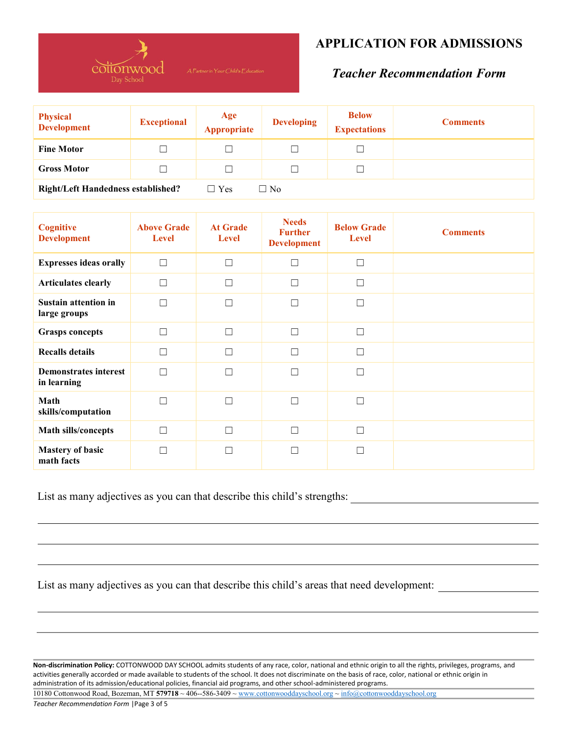cottonwood Day School

A Partner in Your Child's Education

# APPLICATION FOR ADMISSIONS

## *Teacher Recommendation Form*

| Physical Development | Exceptional | Age Appropriate | Developing | Below Expectations | Comments |
|---|---|---|---|---|---|
| Fine Motor | ☐ | ☐ | ☐ | ☐ | |
| Gross Motor | ☐ | ☐ | ☐ | ☐ | |
| Right/Left Handedness established? | ☐ Yes | ☐ No | | | |

| Cognitive Development | Above Grade Level | At Grade Level | Needs Further Development | Below Grade Level | Comments |
|---|---|---|---|---|---|
| Expresses ideas orally | ☐ | ☐ | ☐ | ☐ | |
| Articulates clearly | ☐ | ☐ | ☐ | ☐ | |
| Sustain attention in large groups | ☐ | ☐ | ☐ | ☐ | |
| Grasps concepts | ☐ | ☐ | ☐ | ☐ | |
| Recalls details | ☐ | ☐ | ☐ | ☐ | |
| Demonstrates interest in learning | ☐ | ☐ | ☐ | ☐ | |
| Math skills/computation | ☐ | ☐ | ☐ | ☐ | |
| Math sills/concepts | ☐ | ☐ | ☐ | ☐ | |
| Mastery of basic math facts | ☐ | ☐ | ☐ | ☐ | |

List as many adjectives as you can that describe this child's strengths: \_\_\_\_\_\_\_\_\_\_\_\_\_\_\_\_\_\_\_\_\_\_\_\_\_\_\_\_

\_\_\_\_\_\_\_\_\_\_\_\_\_\_\_\_\_\_\_\_\_\_\_\_\_\_\_\_\_\_\_\_\_\_\_\_\_\_\_\_\_\_\_\_\_\_\_\_\_\_\_\_\_\_\_\_\_\_\_\_\_\_\_\_\_\_\_\_\_\_\_\_\_\_\_\_

\_\_\_\_\_\_\_\_\_\_\_\_\_\_\_\_\_\_\_\_\_\_\_\_\_\_\_\_\_\_\_\_\_\_\_\_\_\_\_\_\_\_\_\_\_\_\_\_\_\_\_\_\_\_\_\_\_\_\_\_\_\_\_\_\_\_\_\_\_\_\_\_\_\_\_\_

\_\_\_\_\_\_\_\_\_\_\_\_\_\_\_\_\_\_\_\_\_\_\_\_\_\_\_\_\_\_\_\_\_\_\_\_\_\_\_\_\_\_\_\_\_\_\_\_\_\_\_\_\_\_\_\_\_\_\_\_\_\_\_\_\_\_\_\_\_\_\_\_\_\_\_\_

List as many adjectives as you can that describe this child's areas that need development: \_\_\_\_\_\_\_\_\_\_\_\_\_\_\_\_

\_\_\_\_\_\_\_\_\_\_\_\_\_\_\_\_\_\_\_\_\_\_\_\_\_\_\_\_\_\_\_\_\_\_\_\_\_\_\_\_\_\_\_\_\_\_\_\_\_\_\_\_\_\_\_\_\_\_\_\_\_\_\_\_\_\_\_\_\_\_\_\_\_\_\_\_

\_\_\_\_\_\_\_\_\_\_\_\_\_\_\_\_\_\_\_\_\_\_\_\_\_\_\_\_\_\_\_\_\_\_\_\_\_\_\_\_\_\_\_\_\_\_\_\_\_\_\_\_\_\_\_\_\_\_\_\_\_\_\_\_\_\_\_\_\_\_\_\_\_\_\_\_

**Non-discrimination Policy:** COTTONWOOD DAY SCHOOL admits students of any race, color, national and ethnic origin to all the rights, privileges, programs, and activities generally accorded or made available to students of the school. It does not discriminate on the basis of race, color, national or ethnic origin in administration of its admission/educational policies, financial aid programs, and other school-administered programs.

10180 Cottonwood Road, Bozeman, MT **579718** ~ 406--586-3409 ~ www.cottonwooddayschool.org ~ info@cottonwooddayschool.org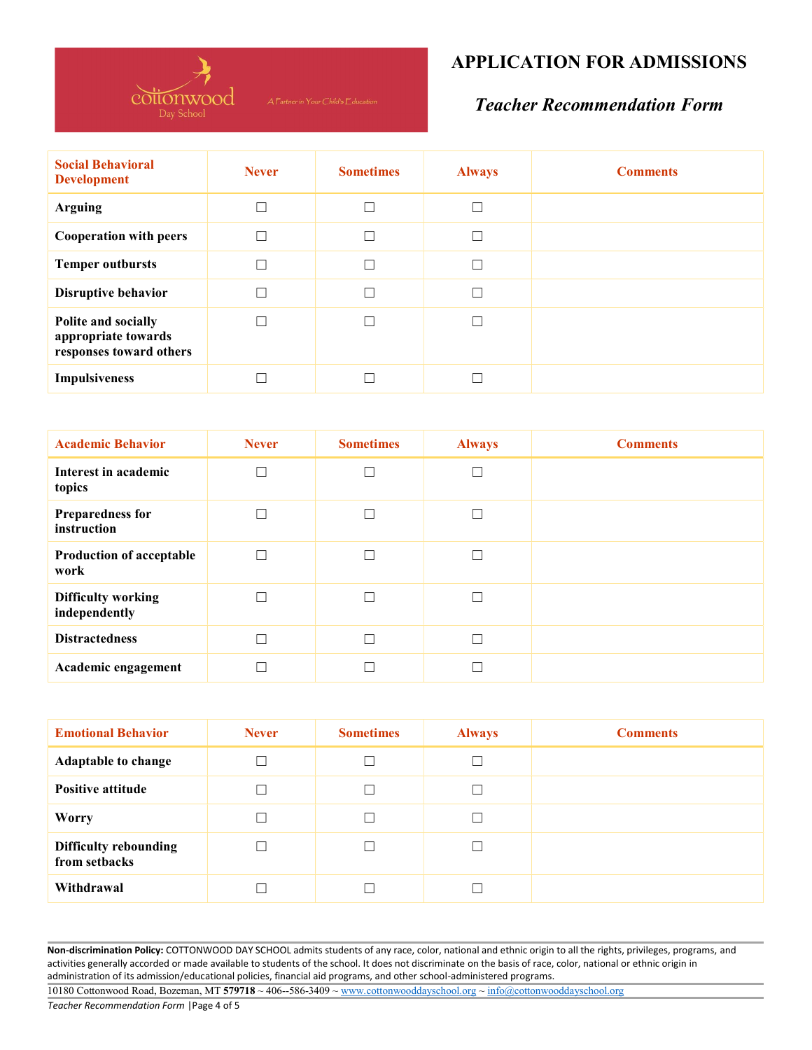# APPLICATION FOR ADMISSIONS

## *Teacher Recommendation Form*

| Social Behavioral Development | Never | Sometimes | Always | Comments |
|---|---|---|---|---|
| Arguing | ☐ | ☐ | ☐ | |
| Cooperation with peers | ☐ | ☐ | ☐ | |
| Temper outbursts | ☐ | ☐ | ☐ | |
| Disruptive behavior | ☐ | ☐ | ☐ | |
| Polite and socially appropriate towards responses toward others | ☐ | ☐ | ☐ | |
| Impulsiveness | ☐ | ☐ | ☐ | |

| Academic Behavior | Never | Sometimes | Always | Comments |
|---|---|---|---|---|
| Interest in academic topics | ☐ | ☐ | ☐ | |
| Preparedness for instruction | ☐ | ☐ | ☐ | |
| Production of acceptable work | ☐ | ☐ | ☐ | |
| Difficulty working independently | ☐ | ☐ | ☐ | |
| Distractedness | ☐ | ☐ | ☐ | |
| Academic engagement | ☐ | ☐ | ☐ | |

| Emotional Behavior | Never | Sometimes | Always | Comments |
|---|---|---|---|---|
| Adaptable to change | ☐ | ☐ | ☐ | |
| Positive attitude | ☐ | ☐ | ☐ | |
| Worry | ☐ | ☐ | ☐ | |
| Difficulty rebounding from setbacks | ☐ | ☐ | ☐ | |
| Withdrawal | ☐ | ☐ | ☐ | |

**Non-discrimination Policy:** COTTONWOOD DAY SCHOOL admits students of any race, color, national and ethnic origin to all the rights, privileges, programs, and activities generally accorded or made available to students of the school. It does not discriminate on the basis of race, color, national or ethnic origin in administration of its admission/educational policies, financial aid programs, and other school-administered programs.

10180 Cottonwood Road, Bozeman, MT **579718** ~ 406--586-3409 ~ www.cottonwooddayschool.org ~ info@cottonwooddayschool.org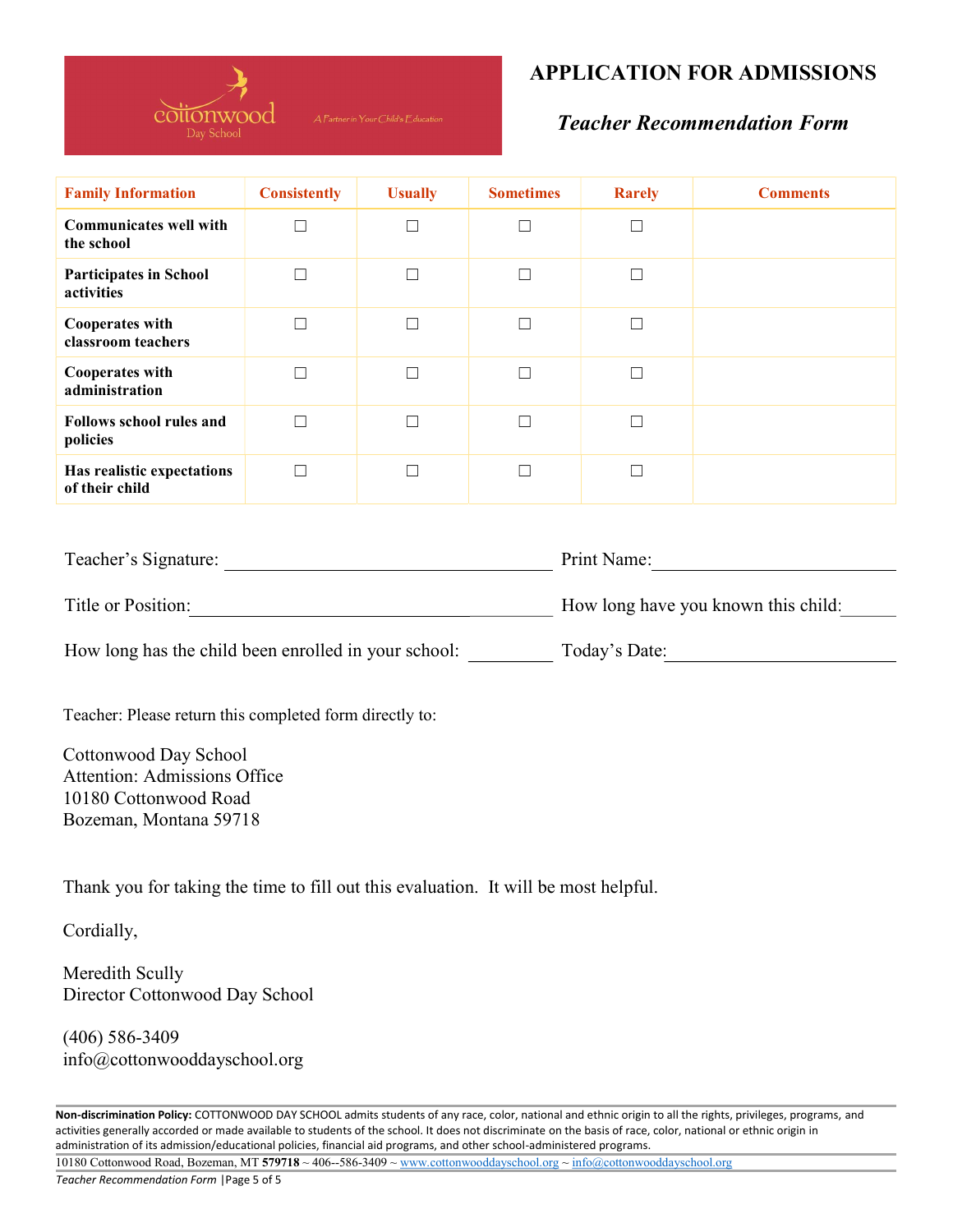Cottonwood Day School
A Partner in Your Child's Education

# APPLICATION FOR ADMISSIONS

## *Teacher Recommendation Form*

| Family Information | Consistently | Usually | Sometimes | Rarely | Comments |
|---|---|---|---|---|---|
| **Communicates well with the school** | ☐ | ☐ | ☐ | ☐ | |
| **Participates in School activities** | ☐ | ☐ | ☐ | ☐ | |
| **Cooperates with classroom teachers** | ☐ | ☐ | ☐ | ☐ | |
| **Cooperates with administration** | ☐ | ☐ | ☐ | ☐ | |
| **Follows school rules and policies** | ☐ | ☐ | ☐ | ☐ | |
| **Has realistic expectations of their child** | ☐ | ☐ | ☐ | ☐ | |

Teacher's Signature: ______________________________ Print Name: ______________________________

Title or Position: ______________________________ How long have you known this child: __________

How long has the child been enrolled in your school: __________ Today's Date: ______________________________

Teacher: Please return this completed form directly to:

Cottonwood Day School
Attention: Admissions Office
10180 Cottonwood Road
Bozeman, Montana 59718

Thank you for taking the time to fill out this evaluation. It will be most helpful.

Cordially,

Meredith Scully
Director Cottonwood Day School

(406) 586-3409
info@cottonwooddayschool.org

**Non-discrimination Policy:** COTTONWOOD DAY SCHOOL admits students of any race, color, national and ethnic origin to all the rights, privileges, programs, and activities generally accorded or made available to students of the school. It does not discriminate on the basis of race, color, national or ethnic origin in administration of its admission/educational policies, financial aid programs, and other school-administered programs.

10180 Cottonwood Road, Bozeman, MT **579718** ~ 406--586-3409 ~ www.cottonwooddayschool.org ~ info@cottonwooddayschool.org